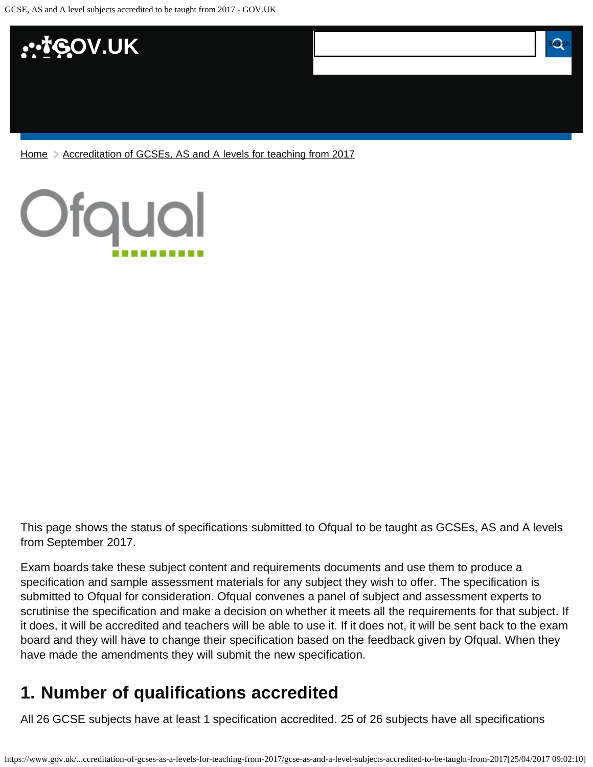Home > Accreditation of GCSEs, AS and A levels for teaching from 2017

Ofqual

This page shows the status of specifications submitted to Ofqual to be taught as GCSEs, AS and A levels from September 2017.

Exam boards take these subject content and requirements documents and use them to produce a specification and sample assessment materials for any subject they wish to offer. The specification is submitted to Ofqual for consideration. Ofqual convenes a panel of subject and assessment experts to scrutinise the specification and make a decision on whether it meets all the requirements for that subject. If it does, it will be accredited and teachers will be able to use it. If it does not, it will be sent back to the exam board and they will have to change their specification based on the feedback given by Ofqual. When they have made the amendments they will submit the new specification.

## 1. Number of qualifications accredited

All 26 GCSE subjects have at least 1 specification accredited. 25 of 26 subjects have all specifications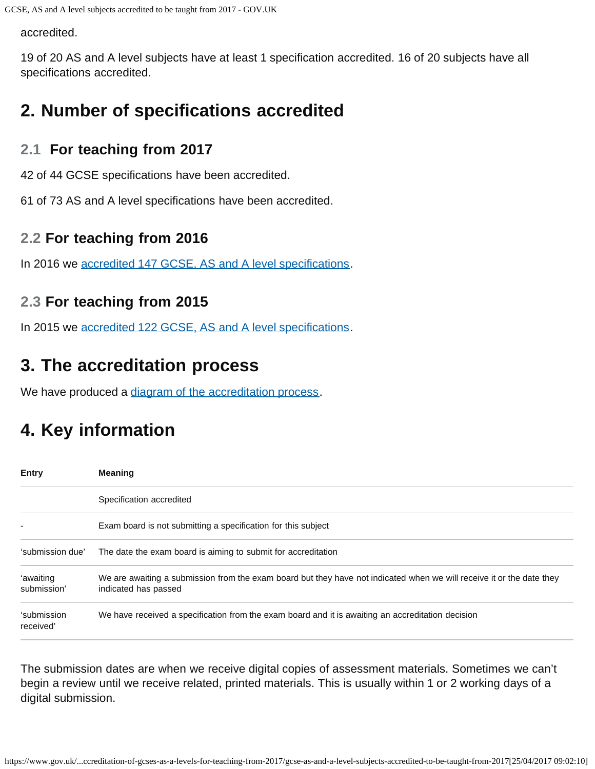accredited.

19 of 20 AS and A level subjects have at least 1 specification accredited. 16 of 20 subjects have all specifications accredited.

## 2. Number of specifications accredited

### 2.1 For teaching from 2017

42 of 44 GCSE specifications have been accredited.

61 of 73 AS and A level specifications have been accredited.

### 2.2 For teaching from 2016

In 2016 we accredited 147 GCSE, AS and A level specifications.

### 2.3 For teaching from 2015

In 2015 we accredited 122 GCSE, AS and A level specifications.

## 3. The accreditation process

We have produced a diagram of the accreditation process.

## 4. Key information

| Entry | Meaning |
|---|---|
| | Specification accredited |
| - | Exam board is not submitting a specification for this subject |
| 'submission due' | The date the exam board is aiming to submit for accreditation |
| 'awaiting submission' | We are awaiting a submission from the exam board but they have not indicated when we will receive it or the date they indicated has passed |
| 'submission received' | We have received a specification from the exam board and it is awaiting an accreditation decision |

The submission dates are when we receive digital copies of assessment materials. Sometimes we can't begin a review until we receive related, printed materials. This is usually within 1 or 2 working days of a digital submission.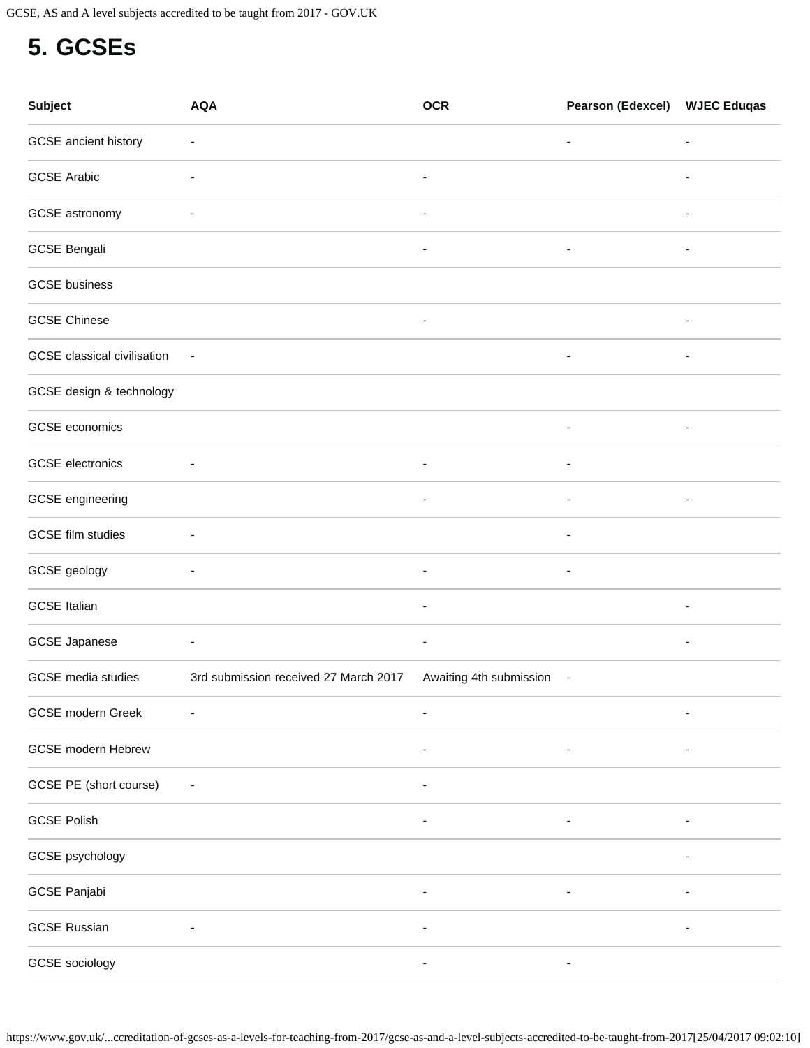# 5. GCSEs

| Subject | AQA | OCR | Pearson (Edexcel) | WJEC Eduqas |
|---|---|---|---|---|
| GCSE ancient history | - | | - | - |
| GCSE Arabic | - | - | | - |
| GCSE astronomy | - | - | | - |
| GCSE Bengali | | - | - | - |
| GCSE business | | | | |
| GCSE Chinese | | - | | - |
| GCSE classical civilisation | - | | - | - |
| GCSE design & technology | | | | |
| GCSE economics | | | - | - |
| GCSE electronics | - | - | - | |
| GCSE engineering | | - | - | - |
| GCSE film studies | - | | - | |
| GCSE geology | - | - | - | |
| GCSE Italian | | - | | - |
| GCSE Japanese | - | - | | - |
| GCSE media studies | 3rd submission received 27 March 2017 | Awaiting 4th submission | - | |
| GCSE modern Greek | - | - | | - |
| GCSE modern Hebrew | | - | - | - |
| GCSE PE (short course) | - | - | | |
| GCSE Polish | | - | - | - |
| GCSE psychology | | | | - |
| GCSE Panjabi | | - | - | - |
| GCSE Russian | - | - | | - |
| GCSE sociology | | - | - | |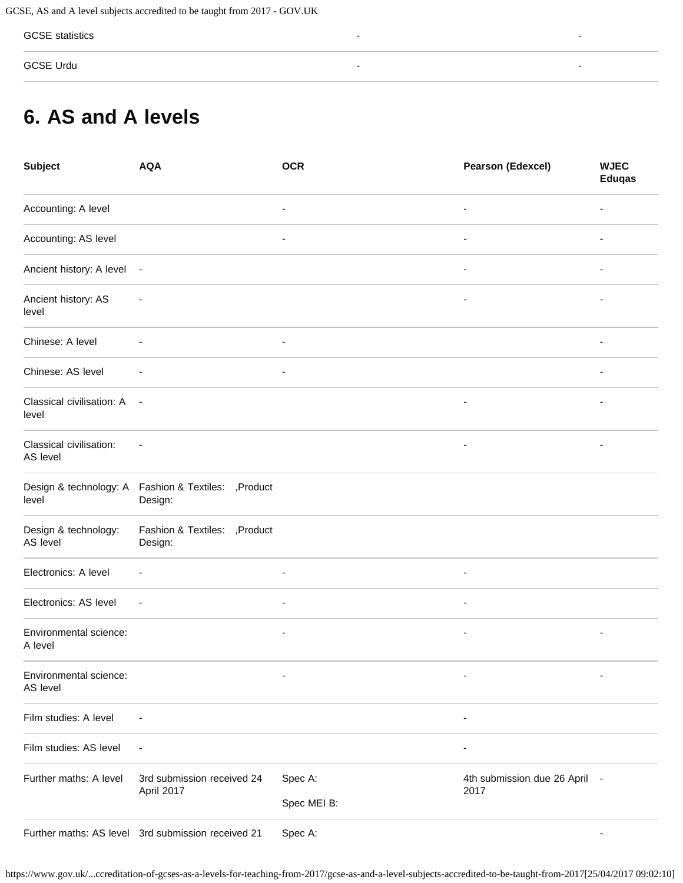| | | |
|---|---|---|
| GCSE statistics | - | - |
| GCSE Urdu | - | - |

## 6. AS and A levels

| Subject | AQA | OCR | Pearson (Edexcel) | WJEC Eduqas |
|---|---|---|---|---|
| Accounting: A level | | - | - | - |
| Accounting: AS level | | - | - | - |
| Ancient history: A level | - | | - | - |
| Ancient history: AS level | - | | - | - |
| Chinese: A level | - | - | | - |
| Chinese: AS level | - | - | | - |
| Classical civilisation: A level | - | | - | - |
| Classical civilisation: AS level | - | | - | - |
| Design & technology: A level | Fashion & Textiles: ,Product Design: | | | |
| Design & technology: AS level | Fashion & Textiles: ,Product Design: | | | |
| Electronics: A level | - | - | - | |
| Electronics: AS level | - | - | - | |
| Environmental science: A level | | - | - | - |
| Environmental science: AS level | | - | - | - |
| Film studies: A level | - | | - | |
| Film studies: AS level | - | | - | |
| Further maths: A level | 3rd submission received 24 April 2017 | Spec A: Spec MEI B: | 4th submission due 26 April 2017 | - |
| Further maths: AS level | 3rd submission received 21 | Spec A: | | - |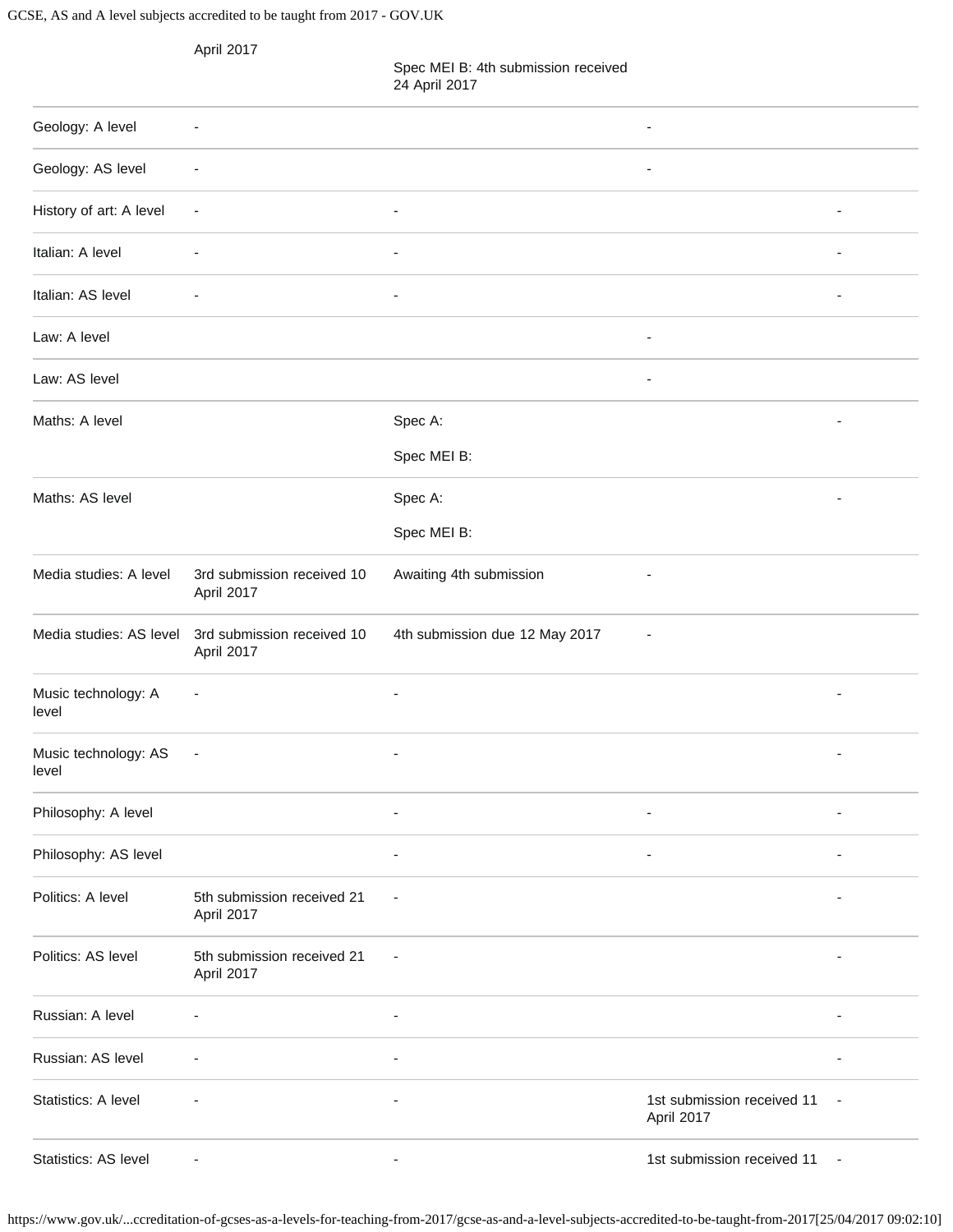| | | | | |
|---|---|---|---|---|
| | April 2017 | Spec MEI B: 4th submission received 24 April 2017 | | |
| Geology: A level | - | | - | |
| Geology: AS level | - | | - | |
| History of art: A level | - | - | | - |
| Italian: A level | - | - | | - |
| Italian: AS level | - | - | | - |
| Law: A level | | | - | |
| Law: AS level | | | - | |
| Maths: A level | | Spec A:<br><br>Spec MEI B: | | - |
| Maths: AS level | | Spec A:<br><br>Spec MEI B: | | - |
| Media studies: A level | 3rd submission received 10 April 2017 | Awaiting 4th submission | - | |
| Media studies: AS level | 3rd submission received 10 April 2017 | 4th submission due 12 May 2017 | - | |
| Music technology: A level | - | - | | - |
| Music technology: AS level | - | - | | - |
| Philosophy: A level | | - | - | - |
| Philosophy: AS level | | - | - | - |
| Politics: A level | 5th submission received 21 April 2017 | - | | - |
| Politics: AS level | 5th submission received 21 April 2017 | - | | - |
| Russian: A level | - | - | | - |
| Russian: AS level | - | - | | - |
| Statistics: A level | - | - | 1st submission received 11 April 2017 | - |
| Statistics: AS level | - | - | 1st submission received 11 | - |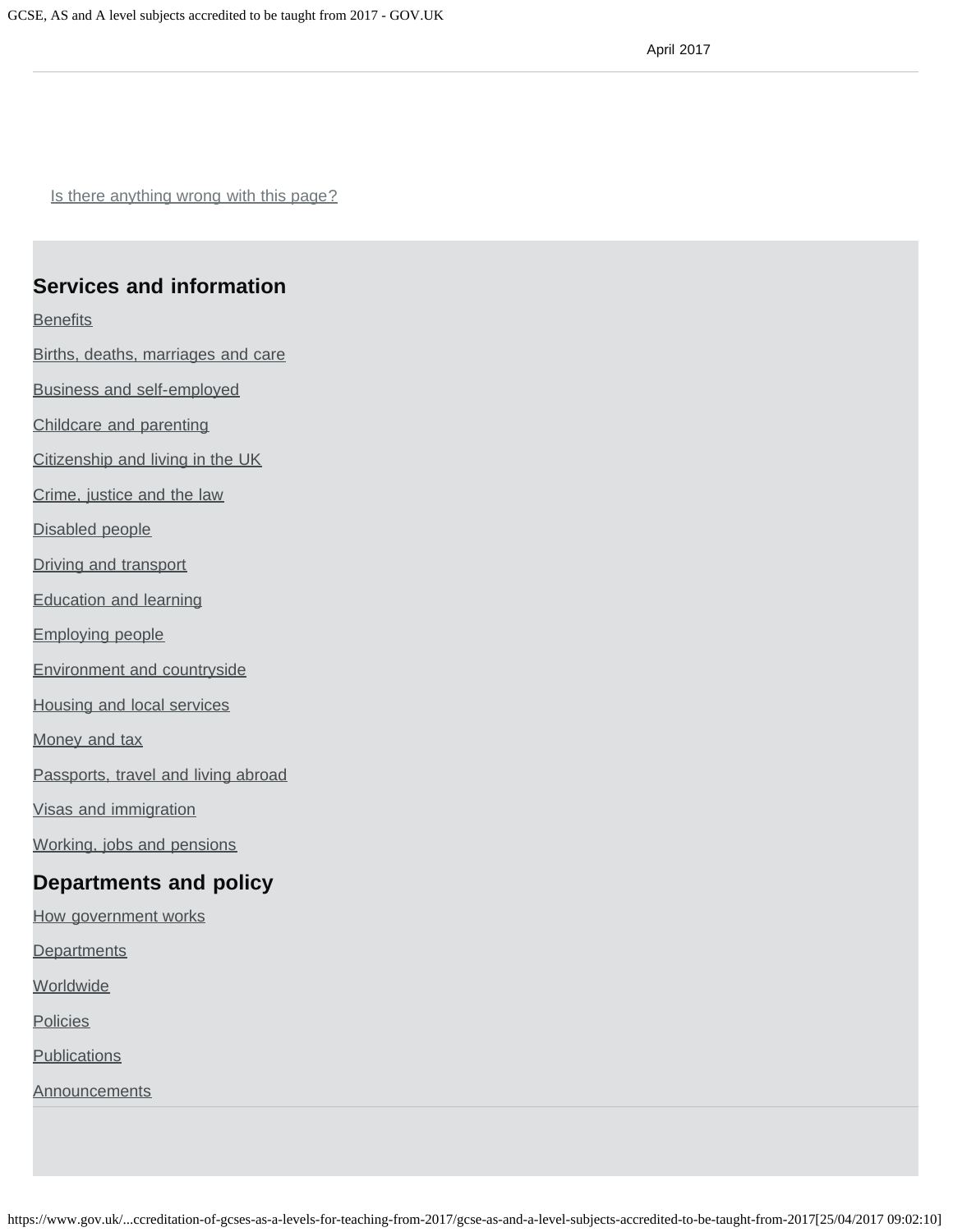April 2017

Is there anything wrong with this page?

## Services and information

Benefits

Births, deaths, marriages and care

Business and self-employed

Childcare and parenting

Citizenship and living in the UK

Crime, justice and the law

Disabled people

Driving and transport

Education and learning

Employing people

Environment and countryside

Housing and local services

Money and tax

Passports, travel and living abroad

Visas and immigration

Working, jobs and pensions

## Departments and policy

How government works

Departments

Worldwide

Policies

Publications

Announcements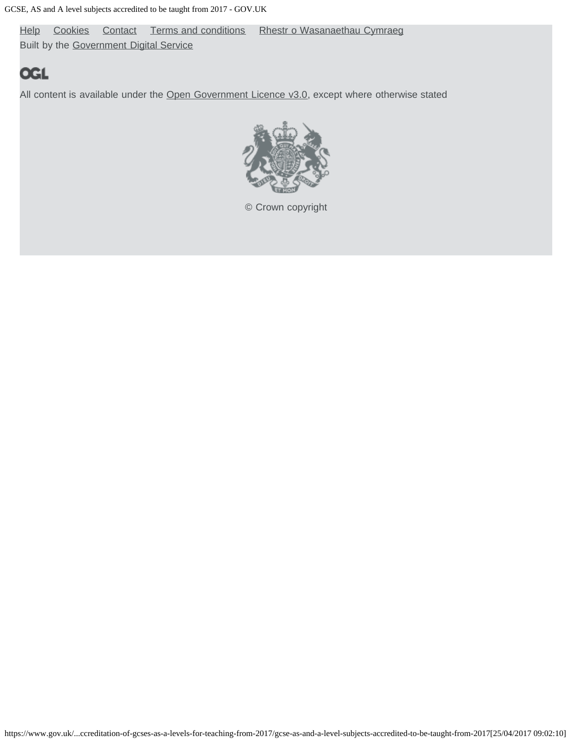Help Cookies Contact Terms and conditions Rhestr o Wasanaethau Cymraeg

Built by the Government Digital Service

OGL

All content is available under the Open Government Licence v3.0, except where otherwise stated

© Crown copyright